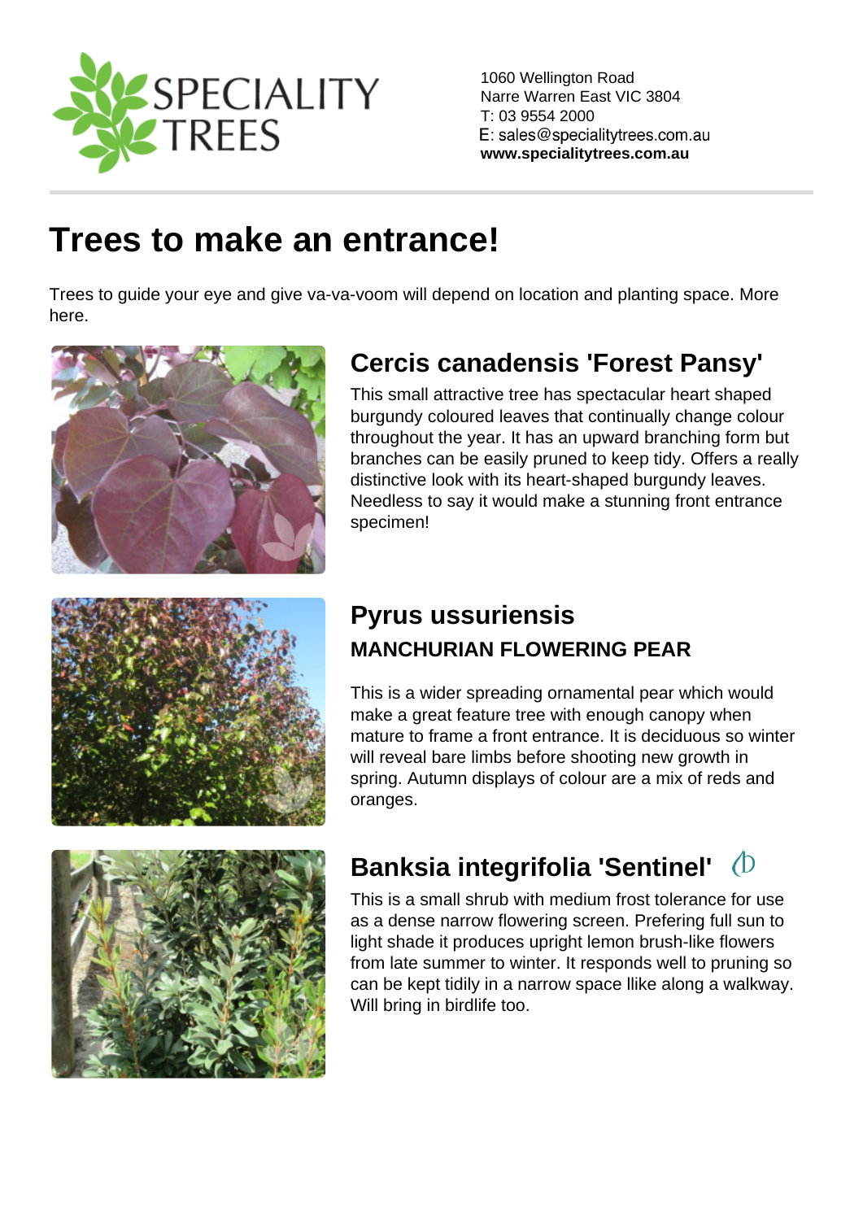SPECIALITY TREES

1060 Wellington Road
Narre Warren East VIC 3804
T: 03 9554 2000
E: sales@specialitytrees.com.au
**www.specialitytrees.com.au**

# Trees to make an entrance!

Trees to guide your eye and give va-va-voom will depend on location and planting space. More here.

## Cercis canadensis 'Forest Pansy'

This small attractive tree has spectacular heart shaped burgundy coloured leaves that continually change colour throughout the year. It has an upward branching form but branches can be easily pruned to keep tidy. Offers a really distinctive look with its heart-shaped burgundy leaves. Needless to say it would make a stunning front entrance specimen!

## Pyrus ussuriensis

### MANCHURIAN FLOWERING PEAR

This is a wider spreading ornamental pear which would make a great feature tree with enough canopy when mature to frame a front entrance. It is deciduous so winter will reveal bare limbs before shooting new growth in spring. Autumn displays of colour are a mix of reds and oranges.

## Banksia integrifolia 'Sentinel'

This is a small shrub with medium frost tolerance for use as a dense narrow flowering screen. Prefering full sun to light shade it produces upright lemon brush-like flowers from late summer to winter. It responds well to pruning so can be kept tidily in a narrow space llike along a walkway. Will bring in birdlife too.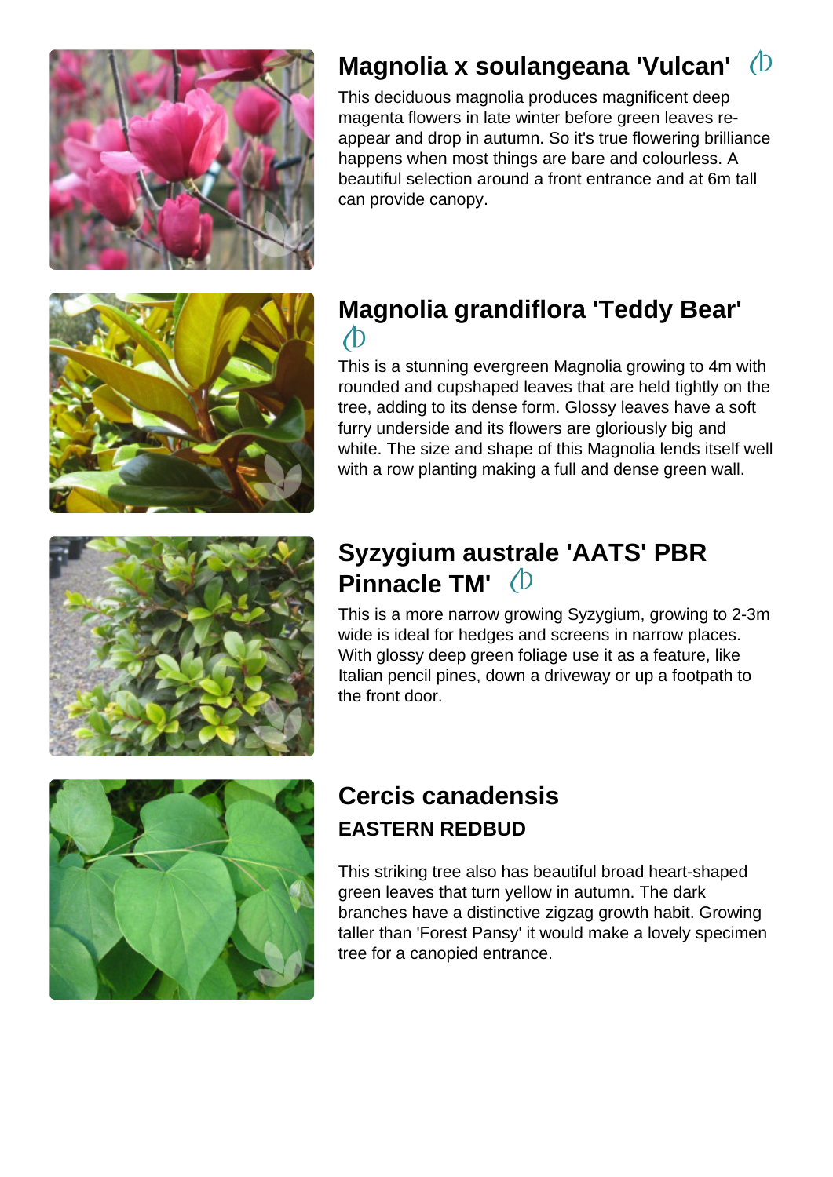## Magnolia x soulangeana 'Vulcan'

This deciduous magnolia produces magnificent deep magenta flowers in late winter before green leaves re-appear and drop in autumn. So it's true flowering brilliance happens when most things are bare and colourless. A beautiful selection around a front entrance and at 6m tall can provide canopy.

## Magnolia grandiflora 'Teddy Bear'

This is a stunning evergreen Magnolia growing to 4m with rounded and cupshaped leaves that are held tightly on the tree, adding to its dense form. Glossy leaves have a soft furry underside and its flowers are gloriously big and white. The size and shape of this Magnolia lends itself well with a row planting making a full and dense green wall.

## Syzygium australe 'AATS' PBR Pinnacle TM'

This is a more narrow growing Syzygium, growing to 2-3m wide is ideal for hedges and screens in narrow places. With glossy deep green foliage use it as a feature, like Italian pencil pines, down a driveway or up a footpath to the front door.

## Cercis canadensis

### EASTERN REDBUD

This striking tree also has beautiful broad heart-shaped green leaves that turn yellow in autumn. The dark branches have a distinctive zigzag growth habit. Growing taller than 'Forest Pansy' it would make a lovely specimen tree for a canopied entrance.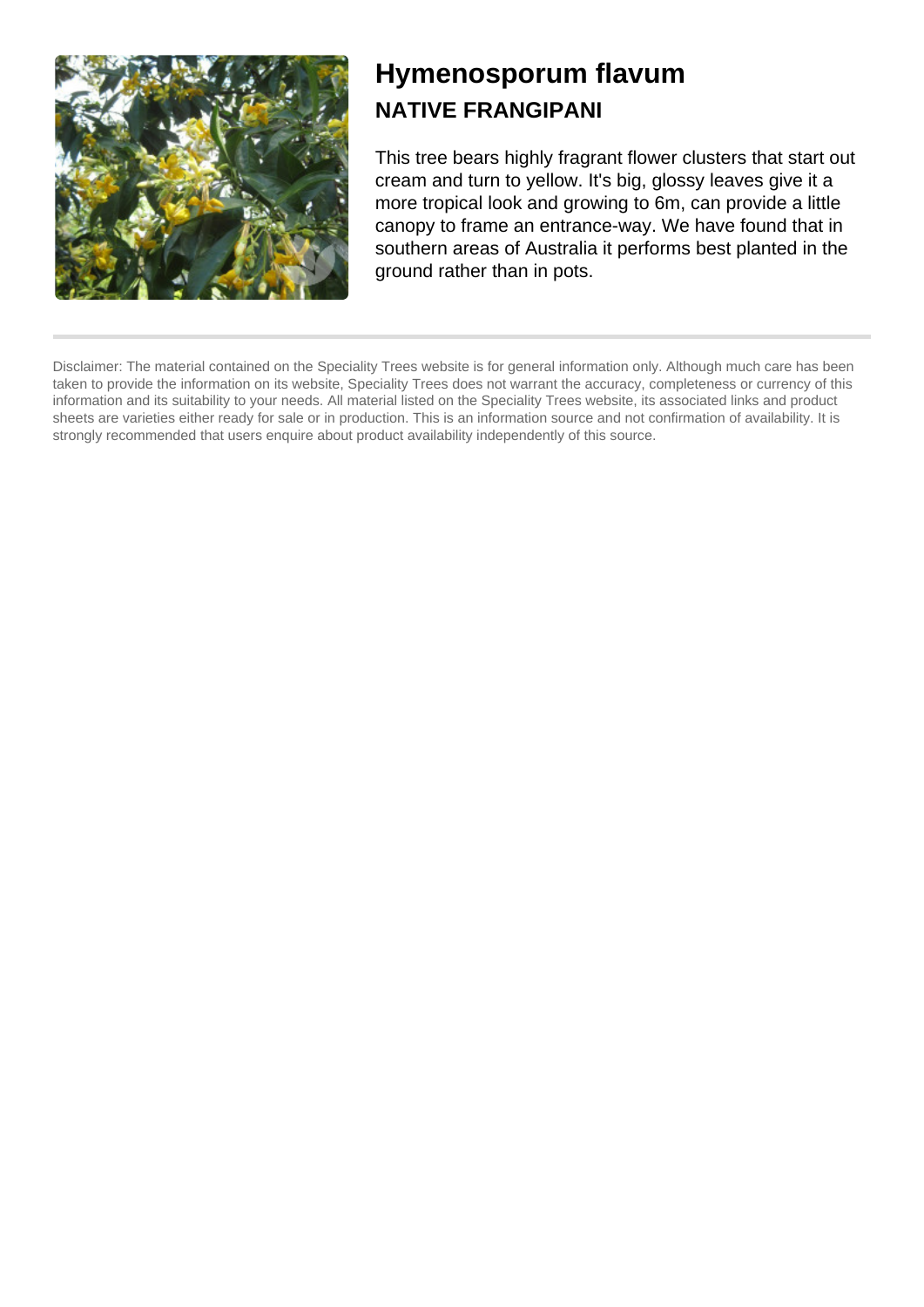# Hymenosporum flavum

## NATIVE FRANGIPANI

This tree bears highly fragrant flower clusters that start out cream and turn to yellow. It's big, glossy leaves give it a more tropical look and growing to 6m, can provide a little canopy to frame an entrance-way. We have found that in southern areas of Australia it performs best planted in the ground rather than in pots.

---

Disclaimer: The material contained on the Speciality Trees website is for general information only. Although much care has been taken to provide the information on its website, Speciality Trees does not warrant the accuracy, completeness or currency of this information and its suitability to your needs. All material listed on the Speciality Trees website, its associated links and product sheets are varieties either ready for sale or in production. This is an information source and not confirmation of availability. It is strongly recommended that users enquire about product availability independently of this source.